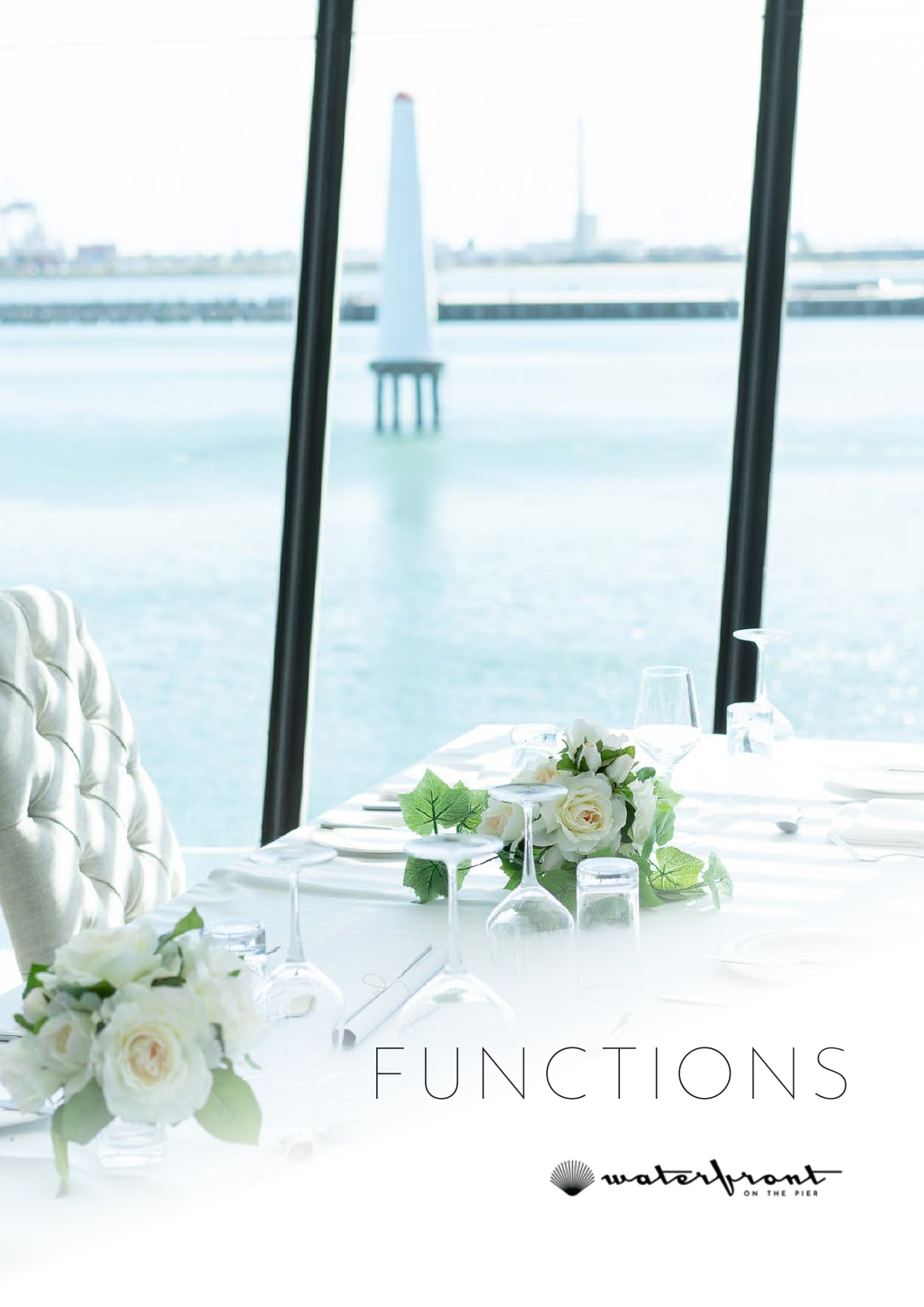# FUNCTIONS

waterfront ON THE PIER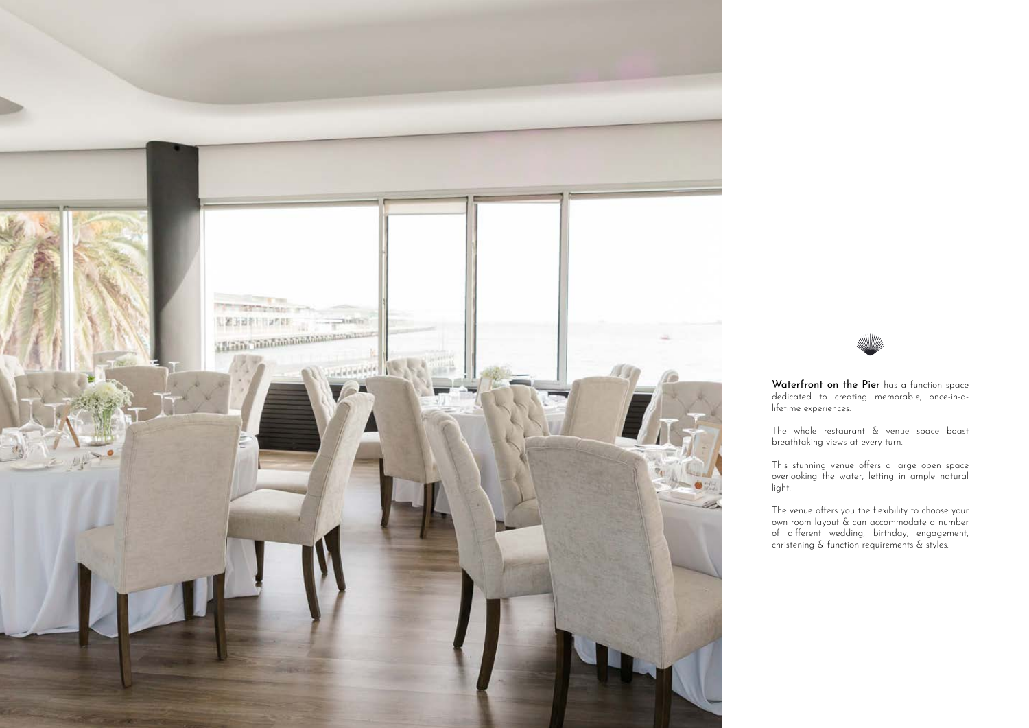**Waterfront on the Pier** has a function space dedicated to creating memorable, once-in-a-lifetime experiences.

The whole restaurant & venue space boast breathtaking views at every turn.

This stunning venue offers a large open space overlooking the water, letting in ample natural light.

The venue offers you the flexibility to choose your own room layout & can accommodate a number of different wedding, birthday, engagement, christening & function requirements & styles.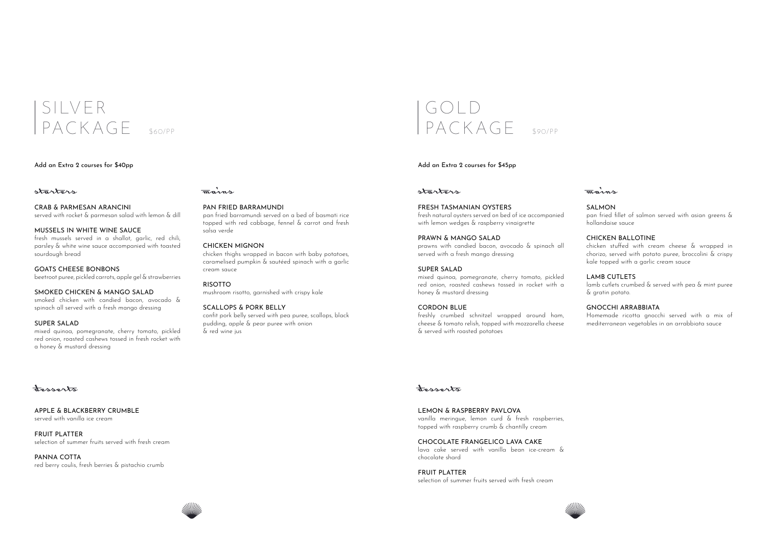# SILVER PACKAGE $60/PP

Add an Extra 2 courses for $40pp

## starters

**CRAB & PARMESAN ARANCINI**
served with rocket & parmesan salad with lemon & dill

**MUSSELS IN WHITE WINE SAUCE**
fresh mussels served in a shallot, garlic, red chili, parsley & white wine sauce accompanied with toasted sourdough bread

**GOATS CHEESE BONBONS**
beetroot puree, pickled carrots, apple gel & strawberries

**SMOKED CHICKEN & MANGO SALAD**
smoked chicken with candied bacon, avocado & spinach all served with a fresh mango dressing

**SUPER SALAD**
mixed quinoa, pomegranate, cherry tomato, pickled red onion, roasted cashews tossed in fresh rocket with a honey & mustard dressing

## mains

**PAN FRIED BARRAMUNDI**
pan fried barramundi served on a bed of basmati rice topped with red cabbage, fennel & carrot and fresh salsa verde

**CHICKEN MIGNON**
chicken thighs wrapped in bacon with baby potatoes, caramelised pumpkin & sautéed spinach with a garlic cream sauce

**RISOTTO**
mushroom risotto, garnished with crispy kale

**SCALLOPS & PORK BELLY**
confit pork belly served with pea puree, scallops, black pudding, apple & pear puree with onion & red wine jus

## desserts

**APPLE & BLACKBERRY CRUMBLE**
served with vanilla ice cream

**FRUIT PLATTER**
selection of summer fruits served with fresh cream

**PANNA COTTA**
red berry coulis, fresh berries & pistachio crumb

# GOLD PACKAGE $90/PP

Add an Extra 2 courses for $45pp

## starters

**FRESH TASMANIAN OYSTERS**
fresh natural oysters served on bed of ice accompanied with lemon wedges & raspberry vinaigrette

**PRAWN & MANGO SALAD**
prawns with candied bacon, avocado & spinach all served with a fresh mango dressing

**SUPER SALAD**
mixed quinoa, pomegranate, cherry tomato, pickled red onion, roasted cashews tossed in rocket with a honey & mustard dressing

**CORDON BLUE**
freshly crumbed schnitzel wrapped around ham, cheese & tomato relish, topped with mozzarella cheese & served with roasted potatoes

## mains

**SALMON**
pan fried fillet of salmon served with asian greens & hollandaise sauce

**CHICKEN BALLOTINE**
chicken stuffed with cream cheese & wrapped in chorizo, served with potato puree, broccolini & crispy kale topped with a garlic cream sauce

**LAMB CUTLETS**
lamb cutlets crumbed & served with pea & mint puree & gratin potato.

**GNOCCHI ARRABBIATA**
Homemade ricotta gnocchi served with a mix of mediterranean vegetables in an arrabbiata sauce

## desserts

**LEMON & RASPBERRY PAVLOVA**
vanilla meringue, lemon curd & fresh raspberries, topped with raspberry crumb & chantilly cream

**CHOCOLATE FRANGELICO LAVA CAKE**
lava cake served with vanilla bean ice-cream & chocolate shard

**FRUIT PLATTER**
selection of summer fruits served with fresh cream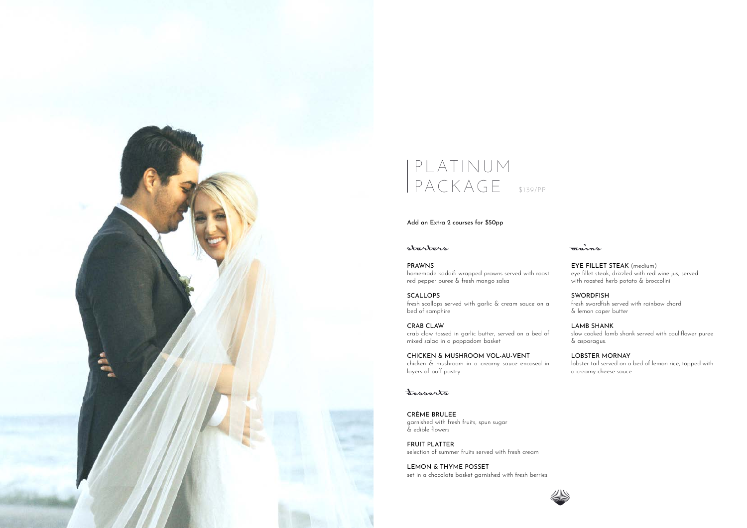# PLATINUM PACKAGE

$139/PP

**Add an Extra 2 courses for $50pp**

## starters

PRAWNS
homemade kadaifi wrapped prawns served with roast red pepper puree & fresh mango salsa

SCALLOPS
fresh scallops served with garlic & cream sauce on a bed of samphire

CRAB CLAW
crab claw tossed in garlic butter, served on a bed of mixed salad in a poppadom basket

CHICKEN & MUSHROOM VOL-AU-VENT
chicken & mushroom in a creamy sauce encased in layers of puff pastry

## desserts

CRÈME BRULEE
garnished with fresh fruits, spun sugar & edible flowers

FRUIT PLATTER
selection of summer fruits served with fresh cream

LEMON & THYME POSSET
set in a chocolate basket garnished with fresh berries

## mains

EYE FILLET STEAK (medium)
eye fillet steak, drizzled with red wine jus, served with roasted herb potato & broccolini

SWORDFISH
fresh swordfish served with rainbow chard & lemon caper butter

LAMB SHANK
slow cooked lamb shank served with cauliflower puree & asparagus.

LOBSTER MORNAY
lobster tail served on a bed of lemon rice, topped with a creamy cheese sauce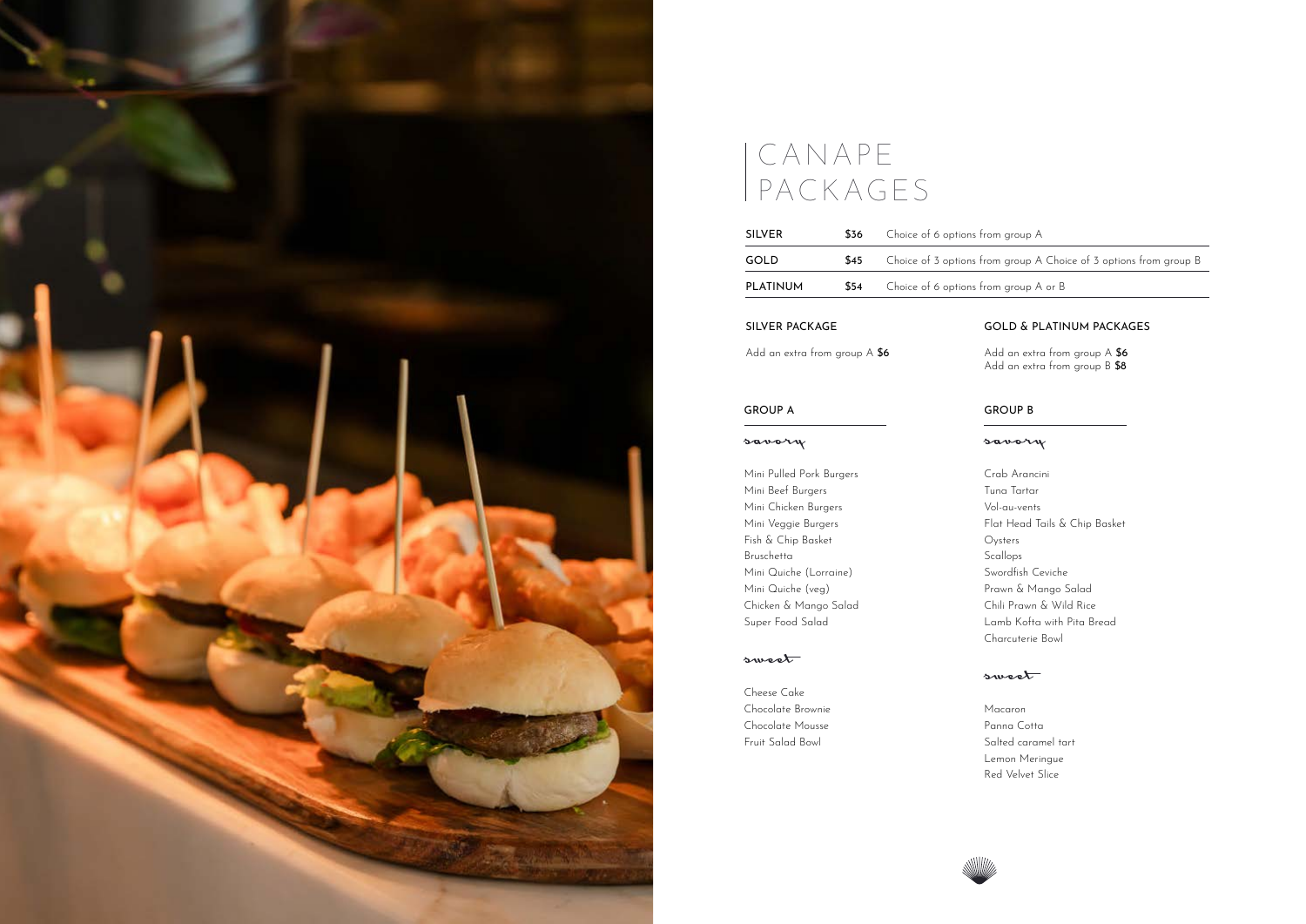# CANAPE PACKAGES

| | | |
|---|---|---|
| SILVER | $36 | Choice of 6 options from group A |
| GOLD | $45 | Choice of 3 options from group A Choice of 3 options from group B |
| PLATINUM | $54 | Choice of 6 options from group A or B |

## SILVER PACKAGE

Add an extra from group A **$6**

## GOLD & PLATINUM PACKAGES

Add an extra from group A **$6**
Add an extra from group B **$8**

## GROUP A

### savory

Mini Pulled Pork Burgers
Mini Beef Burgers
Mini Chicken Burgers
Mini Veggie Burgers
Fish & Chip Basket
Bruschetta
Mini Quiche (Lorraine)
Mini Quiche (veg)
Chicken & Mango Salad
Super Food Salad

### sweet

Cheese Cake
Chocolate Brownie
Chocolate Mousse
Fruit Salad Bowl

## GROUP B

### savory

Crab Arancini
Tuna Tartar
Vol-au-vents
Flat Head Tails & Chip Basket
Oysters
Scallops
Swordfish Ceviche
Prawn & Mango Salad
Chili Prawn & Wild Rice
Lamb Kofta with Pita Bread
Charcuterie Bowl

### sweet

Macaron
Panna Cotta
Salted caramel tart
Lemon Meringue
Red Velvet Slice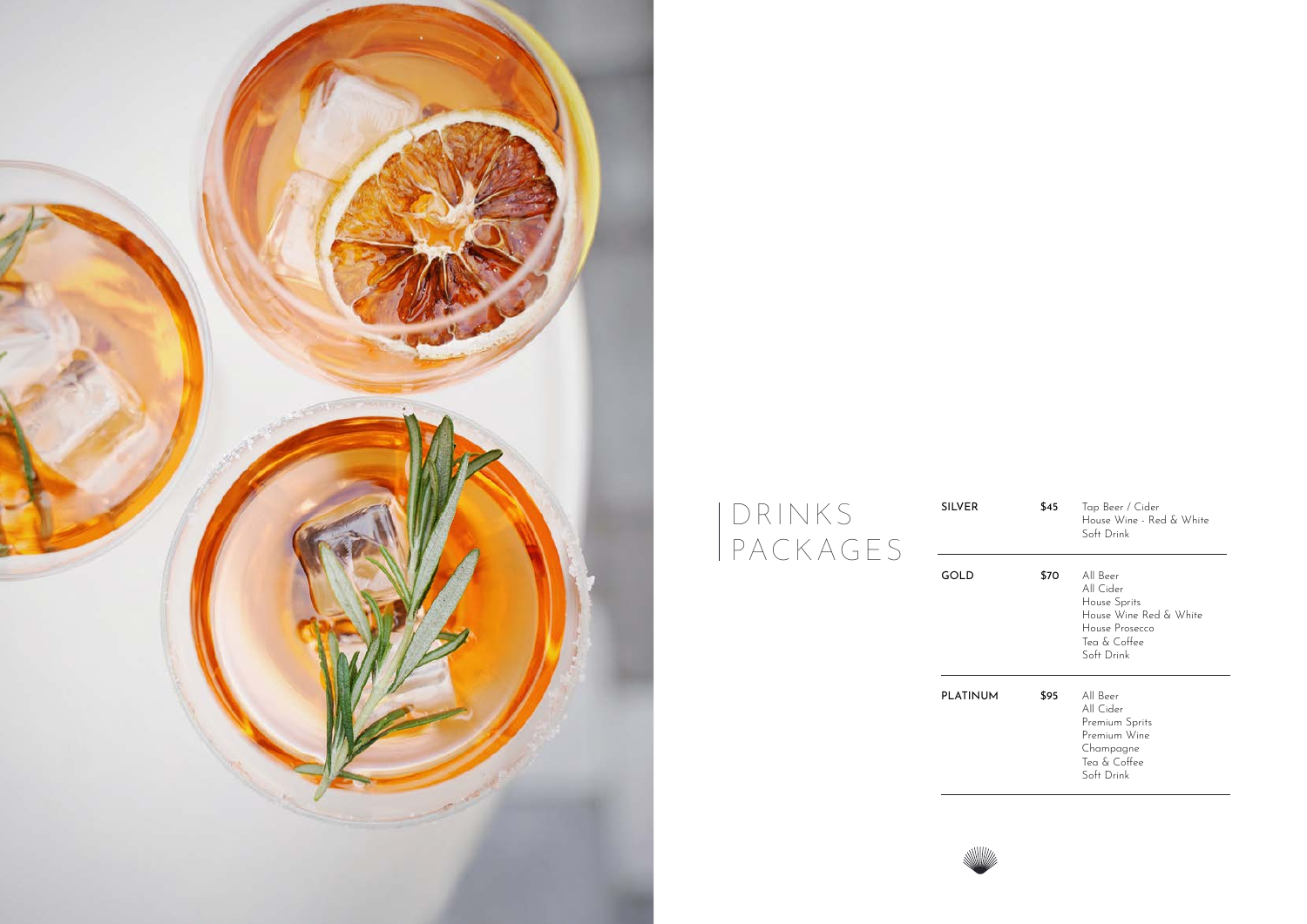# DRINKS PACKAGES

| Package | Price | Includes |
| --- | --- | --- |
| SILVER | $45 | Tap Beer / Cider<br>House Wine - Red & White<br>Soft Drink |
| GOLD | $70 | All Beer<br>All Cider<br>House Sprits<br>House Wine Red & White<br>House Prosecco<br>Tea & Coffee<br>Soft Drink |
| PLATINUM | $95 | All Beer<br>All Cider<br>Premium Sprits<br>Premium Wine<br>Champagne<br>Tea & Coffee<br>Soft Drink |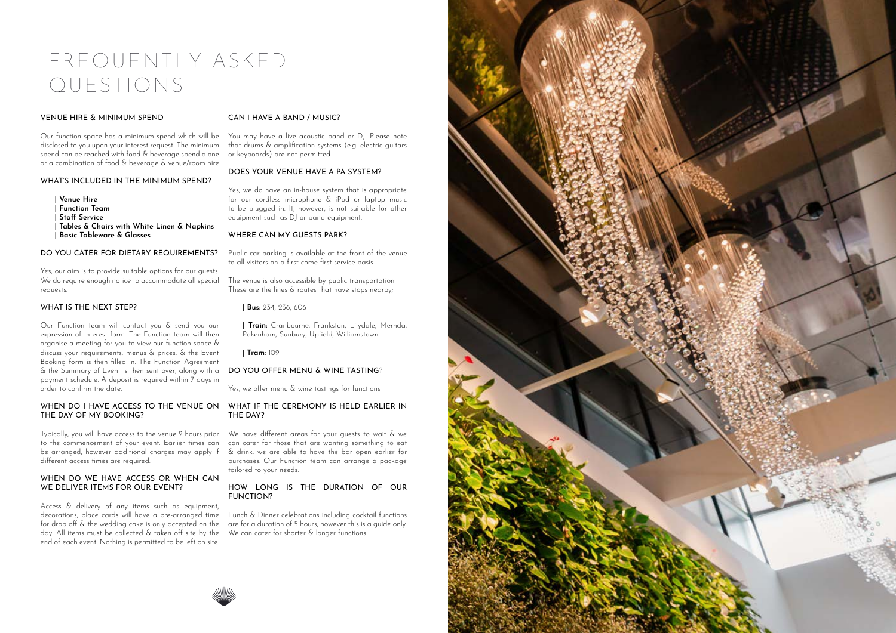# FREQUENTLY ASKED QUESTIONS

### VENUE HIRE & MINIMUM SPEND

Our function space has a minimum spend which will be disclosed to you upon your interest request. The minimum spend can be reached with food & beverage spend alone or a combination of food & beverage & venue/room hire

### WHAT'S INCLUDED IN THE MINIMUM SPEND?

- **Venue Hire**
- **Function Team**
- **Staff Service**
- **Tables & Chairs with White Linen & Napkins**
- **Basic Tableware & Glasses**

### DO YOU CATER FOR DIETARY REQUIREMENTS?

Yes, our aim is to provide suitable options for our guests. We do require enough notice to accommodate all special requests.

### WHAT IS THE NEXT STEP?

Our Function team will contact you & send you our expression of interest form. The Function team will then organise a meeting for you to view our function space & discuss your requirements, menus & prices, & the Event Booking form is then filled in. The Function Agreement & the Summary of Event is then sent over, along with a payment schedule. A deposit is required within 7 days in order to confirm the date.

### WHEN DO I HAVE ACCESS TO THE VENUE ON THE DAY OF MY BOOKING?

Typically, you will have access to the venue 2 hours prior to the commencement of your event. Earlier times can be arranged, however additional charges may apply if different access times are required.

### WHEN DO WE HAVE ACCESS OR WHEN CAN WE DELIVER ITEMS FOR OUR EVENT?

Access & delivery of any items such as equipment, decorations, place cards will have a pre-arranged time for drop off & the wedding cake is only accepted on the day. All items must be collected & taken off site by the end of each event. Nothing is permitted to be left on site.

### CAN I HAVE A BAND / MUSIC?

You may have a live acoustic band or DJ. Please note that drums & amplification systems (e.g. electric guitars or keyboards) are not permitted.

### DOES YOUR VENUE HAVE A PA SYSTEM?

Yes, we do have an in-house system that is appropriate for our cordless microphone & iPod or laptop music to be plugged in. It, however, is not suitable for other equipment such as DJ or band equipment.

### WHERE CAN MY GUESTS PARK?

Public car parking is available at the front of the venue to all visitors on a first come first service basis.

The venue is also accessible by public transportation. These are the lines & routes that have stops nearby;

- **Bus:** 234, 236, 606
- **Train:** Cranbourne, Frankston, Lilydale, Mernda, Pakenham, Sunbury, Upfield, Williamstown
- **Tram:** 109

### DO YOU OFFER MENU & WINE TASTING?

Yes, we offer menu & wine tastings for functions

### WHAT IF THE CEREMONY IS HELD EARLIER IN THE DAY?

We have different areas for your guests to wait & we can cater for those that are wanting something to eat & drink, we are able to have the bar open earlier for purchases. Our Function team can arrange a package tailored to your needs.

### HOW LONG IS THE DURATION OF OUR FUNCTION?

Lunch & Dinner celebrations including cocktail functions are for a duration of 5 hours, however this is a guide only. We can cater for shorter & longer functions.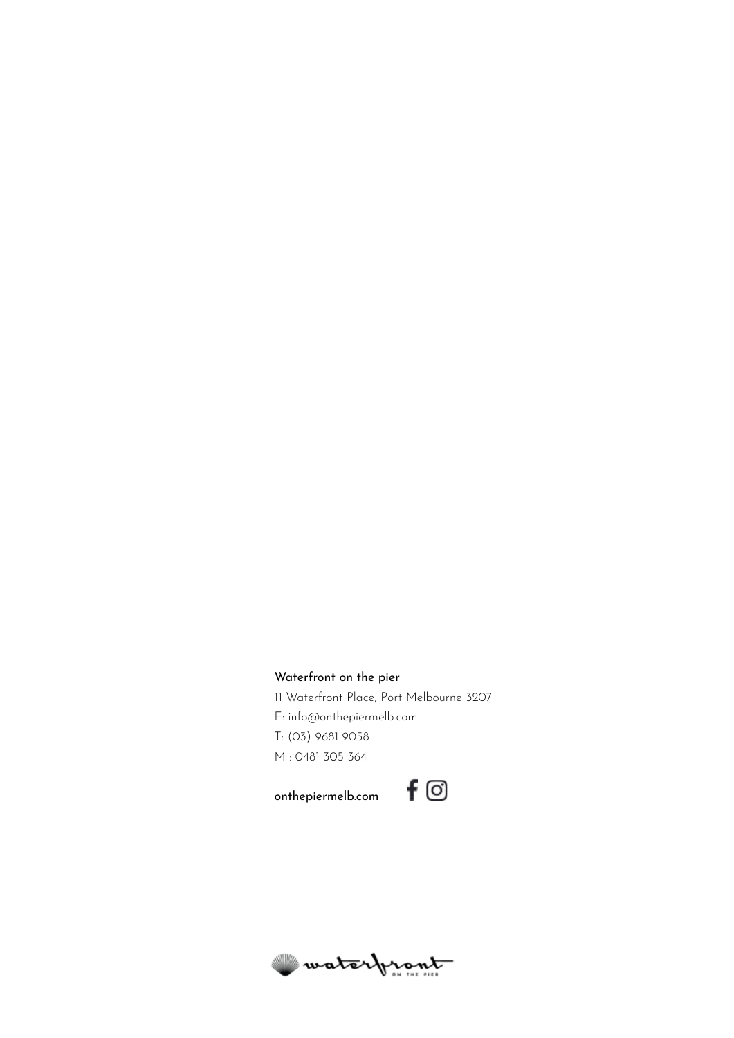Waterfront on the pier

11 Waterfront Place, Port Melbourne 3207

E: info@onthepiermelb.com

T: (03) 9681 9058

M : 0481 305 364

onthepiermelb.com

waterfront ON THE PIER